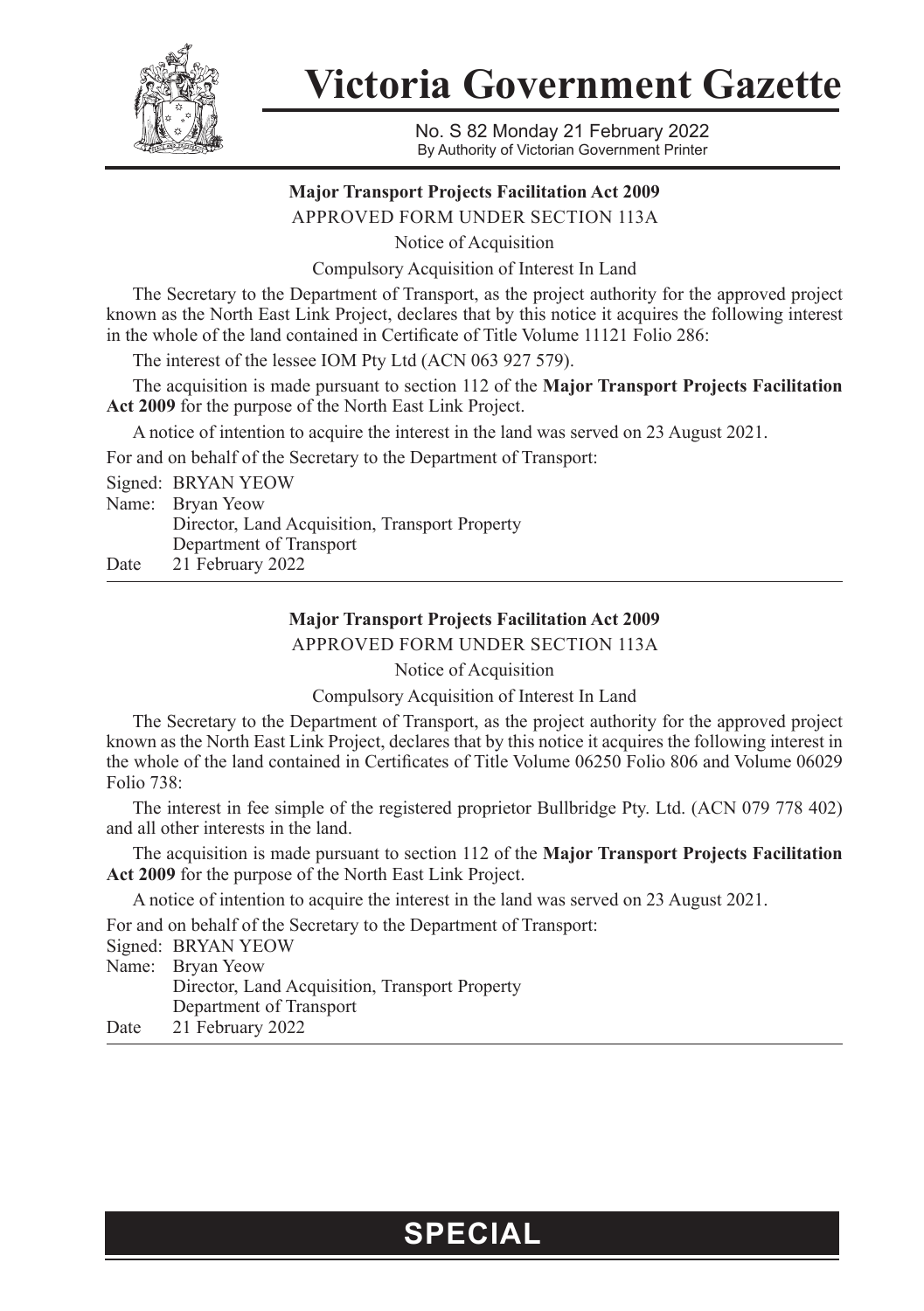# Victoria Government Gazette

No. S 82 Monday 21 February 2022
By Authority of Victorian Government Printer

**Major Transport Projects Facilitation Act 2009**

APPROVED FORM UNDER SECTION 113A

Notice of Acquisition

Compulsory Acquisition of Interest In Land

The Secretary to the Department of Transport, as the project authority for the approved project known as the North East Link Project, declares that by this notice it acquires the following interest in the whole of the land contained in Certificate of Title Volume 11121 Folio 286:

The interest of the lessee IOM Pty Ltd (ACN 063 927 579).

The acquisition is made pursuant to section 112 of the **Major Transport Projects Facilitation Act 2009** for the purpose of the North East Link Project.

A notice of intention to acquire the interest in the land was served on 23 August 2021.

For and on behalf of the Secretary to the Department of Transport:

Signed: BRYAN YEOW
Name: Bryan Yeow
Director, Land Acquisition, Transport Property
Department of Transport
Date 21 February 2022

---

**Major Transport Projects Facilitation Act 2009**

APPROVED FORM UNDER SECTION 113A

Notice of Acquisition

Compulsory Acquisition of Interest In Land

The Secretary to the Department of Transport, as the project authority for the approved project known as the North East Link Project, declares that by this notice it acquires the following interest in the whole of the land contained in Certificates of Title Volume 06250 Folio 806 and Volume 06029 Folio 738:

The interest in fee simple of the registered proprietor Bullbridge Pty. Ltd. (ACN 079 778 402) and all other interests in the land.

The acquisition is made pursuant to section 112 of the **Major Transport Projects Facilitation Act 2009** for the purpose of the North East Link Project.

A notice of intention to acquire the interest in the land was served on 23 August 2021.

For and on behalf of the Secretary to the Department of Transport:

Signed: BRYAN YEOW
Name: Bryan Yeow
Director, Land Acquisition, Transport Property
Department of Transport
Date 21 February 2022

---

**SPECIAL**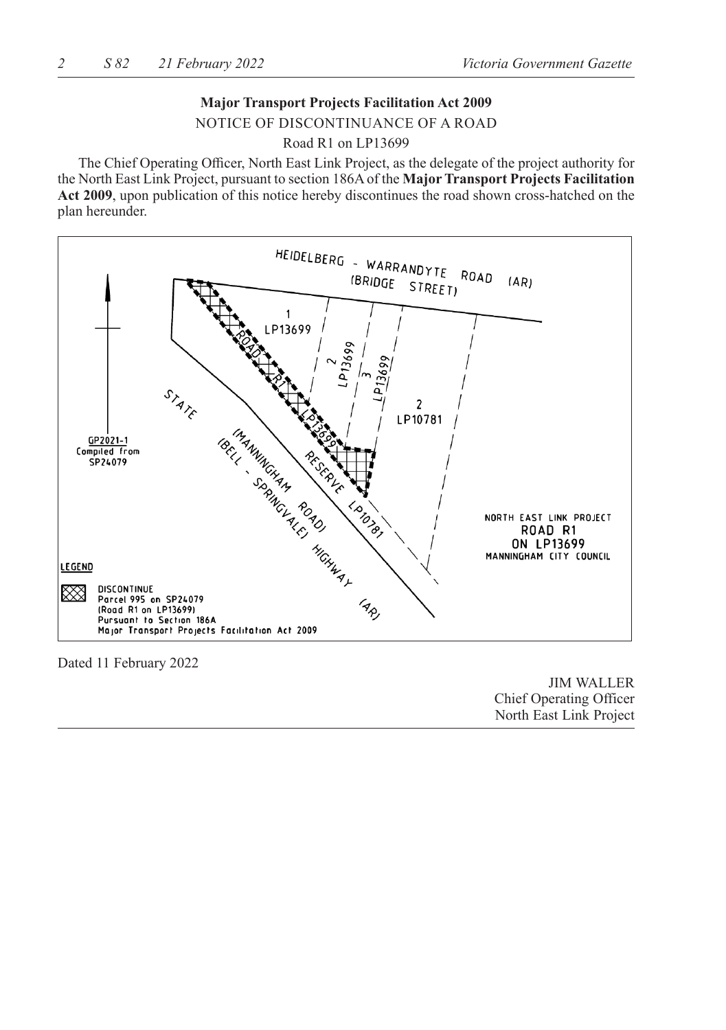**Major Transport Projects Facilitation Act 2009**

NOTICE OF DISCONTINUANCE OF A ROAD

Road R1 on LP13699

The Chief Operating Officer, North East Link Project, as the delegate of the project authority for the North East Link Project, pursuant to section 186A of the **Major Transport Projects Facilitation Act 2009**, upon publication of this notice hereby discontinues the road shown cross-hatched on the plan hereunder.

HEIDELBERG - WARRANDYTE ROAD (AR) (BRIDGE STREET)

1 LP13699

2 LP13699

3 LP13699

2 LP10781

ROAD R1 LP13699

STATE RESERVE LP10781

(MANNINGHAM ROAD) (BELL - SPRINGVALE) HIGHWAY (AR)

GP2021-1
Compiled from
SP24079

NORTH EAST LINK PROJECT
ROAD R1
ON LP13699
MANNINGHAM CITY COUNCIL

LEGEND

DISCONTINUE
Parcel 995 on SP24079
(Road R1 on LP13699)
Pursuant to Section 186A
Major Transport Projects Facilitation Act 2009

Dated 11 February 2022

JIM WALLER
Chief Operating Officer
North East Link Project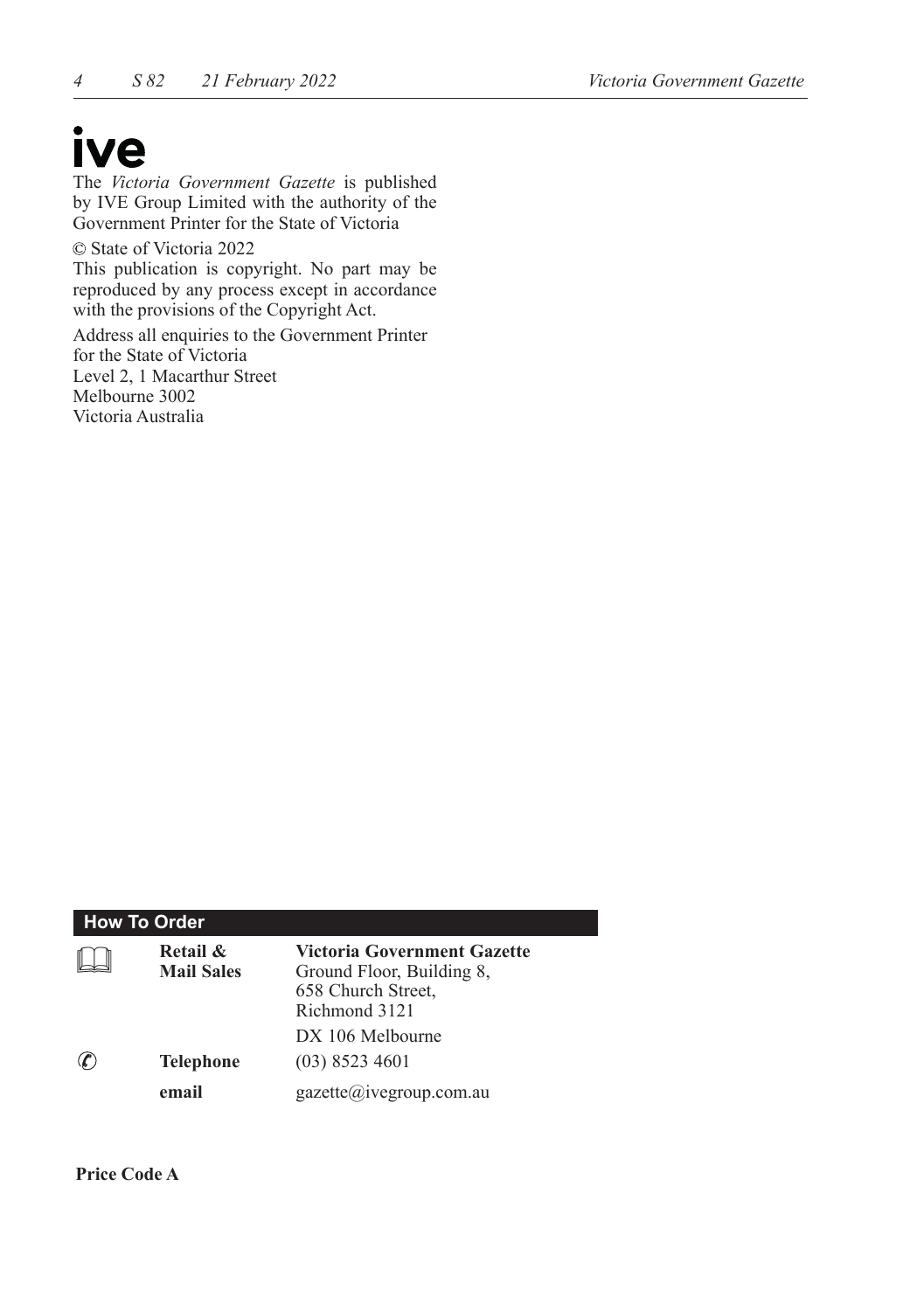ive

The *Victoria Government Gazette* is published by IVE Group Limited with the authority of the Government Printer for the State of Victoria

© State of Victoria 2022

This publication is copyright. No part may be reproduced by any process except in accordance with the provisions of the Copyright Act.

Address all enquiries to the Government Printer for the State of Victoria
Level 2, 1 Macarthur Street
Melbourne 3002
Victoria Australia

**How To Order**

| | | |
|---|---|---|
| | **Retail & Mail Sales** | **Victoria Government Gazette**<br>Ground Floor, Building 8,<br>658 Church Street,<br>Richmond 3121<br>DX 106 Melbourne |
| | **Telephone** | (03) 8523 4601 |
| | **email** | gazette@ivegroup.com.au |

**Price Code A**